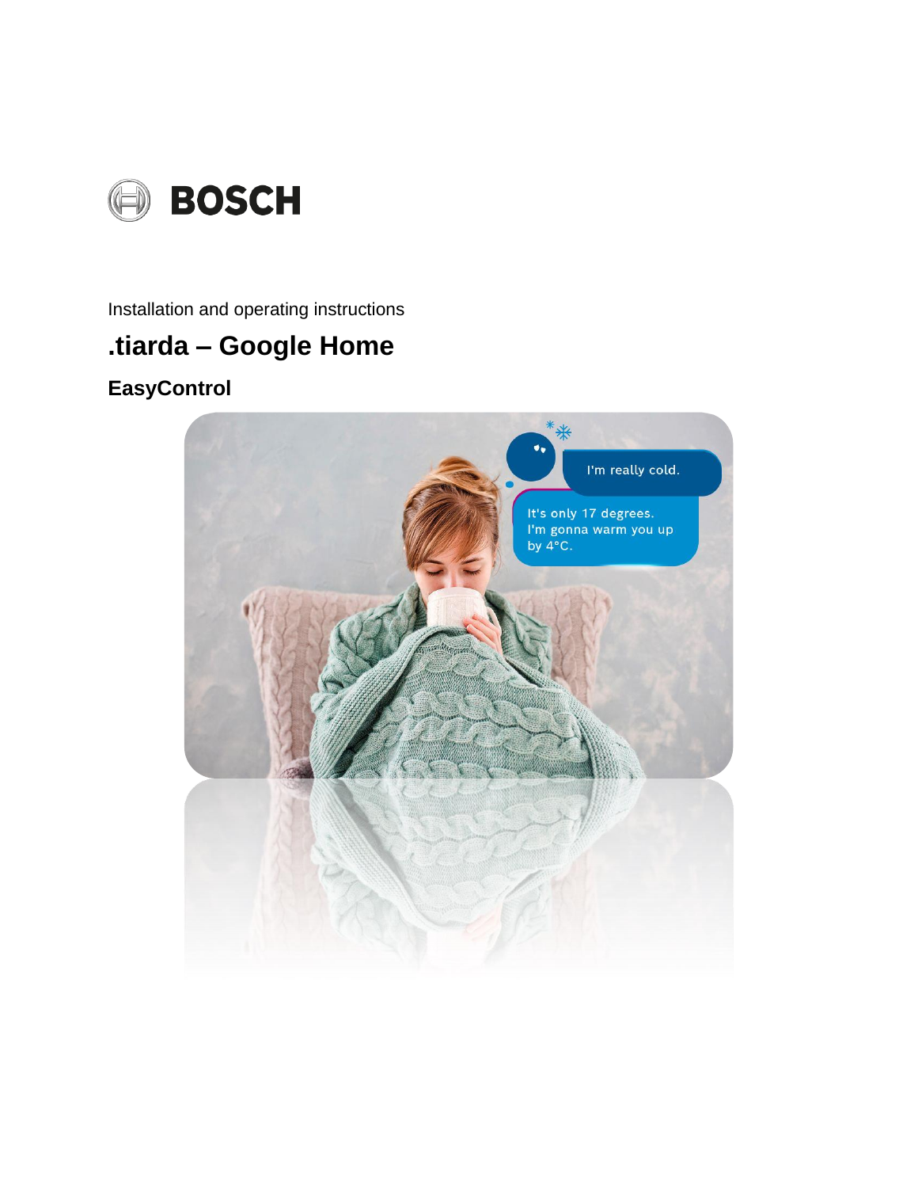BOSCH

Installation and operating instructions

# .tiarda – Google Home

## EasyControl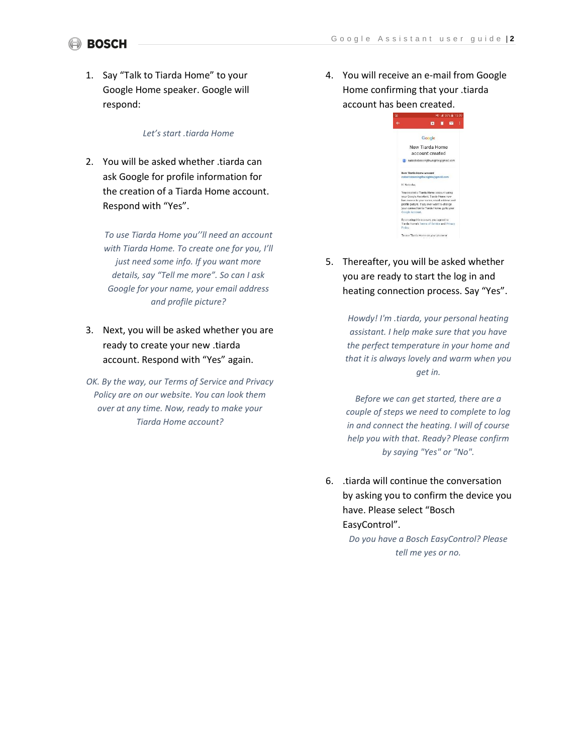1. Say “Talk to Tiarda Home” to your Google Home speaker. Google will respond:

   *Let’s start .tiarda Home*

2. You will be asked whether .tiarda can ask Google for profile information for the creation of a Tiarda Home account. Respond with “Yes”.

   *To use Tiarda Home you’’ll need an account with Tiarda Home. To create one for you, I’ll just need some info. If you want more details, say “Tell me more”. So can I ask Google for your name, your email address and profile picture?*

3. Next, you will be asked whether you are ready to create your new .tiarda account. Respond with “Yes” again.

   *OK. By the way, our Terms of Service and Privacy Policy are on our website. You can look them over at any time. Now, ready to make your Tiarda Home account?*

4. You will receive an e-mail from Google Home confirming that your .tiarda account has been created.

5. Thereafter, you will be asked whether you are ready to start the log in and heating connection process. Say “Yes”.

   *Howdy! I'm .tiarda, your personal heating assistant. I help make sure that you have the perfect temperature in your home and that it is always lovely and warm when you get in.*

   *Before we can get started, there are a couple of steps we need to complete to log in and connect the heating. I will of course help you with that. Ready? Please confirm by saying "Yes" or "No".*

6. .tiarda will continue the conversation by asking you to confirm the device you have. Please select “Bosch EasyControl”.

   *Do you have a Bosch EasyControl? Please tell me yes or no.*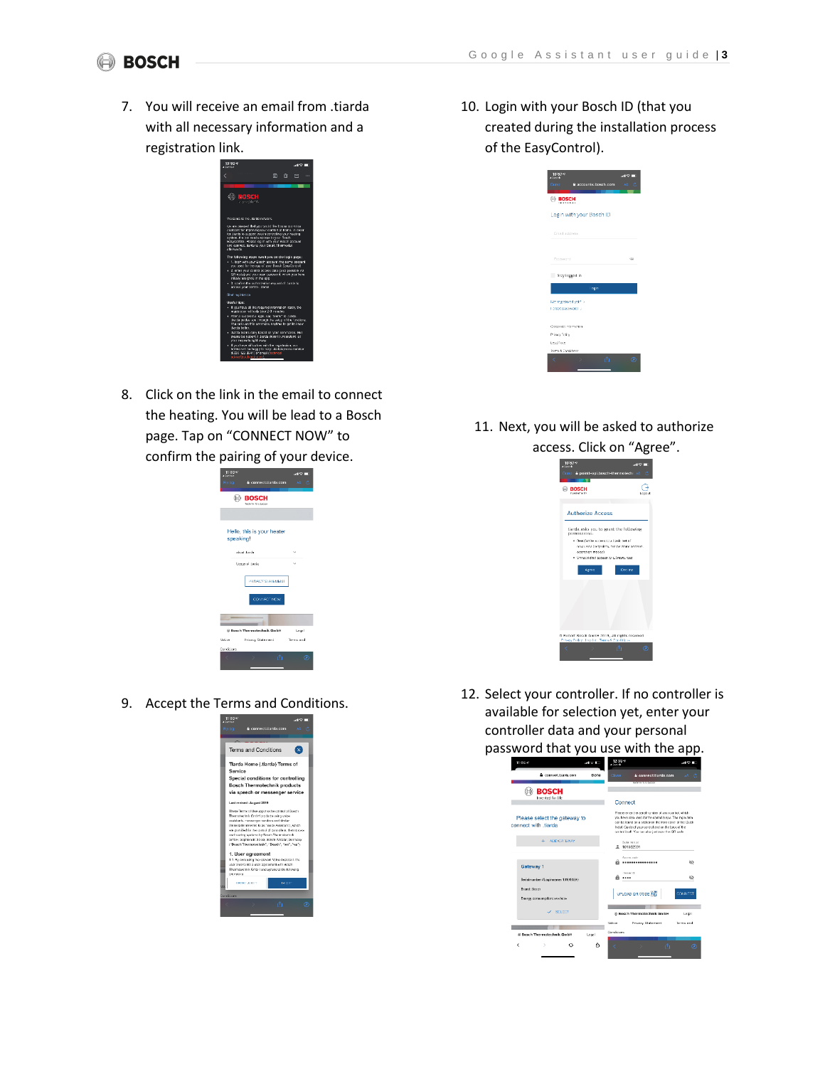7. You will receive an email from .tiarda with all necessary information and a registration link.

8. Click on the link in the email to connect the heating. You will be lead to a Bosch page. Tap on "CONNECT NOW" to confirm the pairing of your device.

9. Accept the Terms and Conditions.

10. Login with your Bosch ID (that you created during the installation process of the EasyControl).

11. Next, you will be asked to authorize access. Click on "Agree".

12. Select your controller. If no controller is available for selection yet, enter your controller data and your personal password that you use with the app.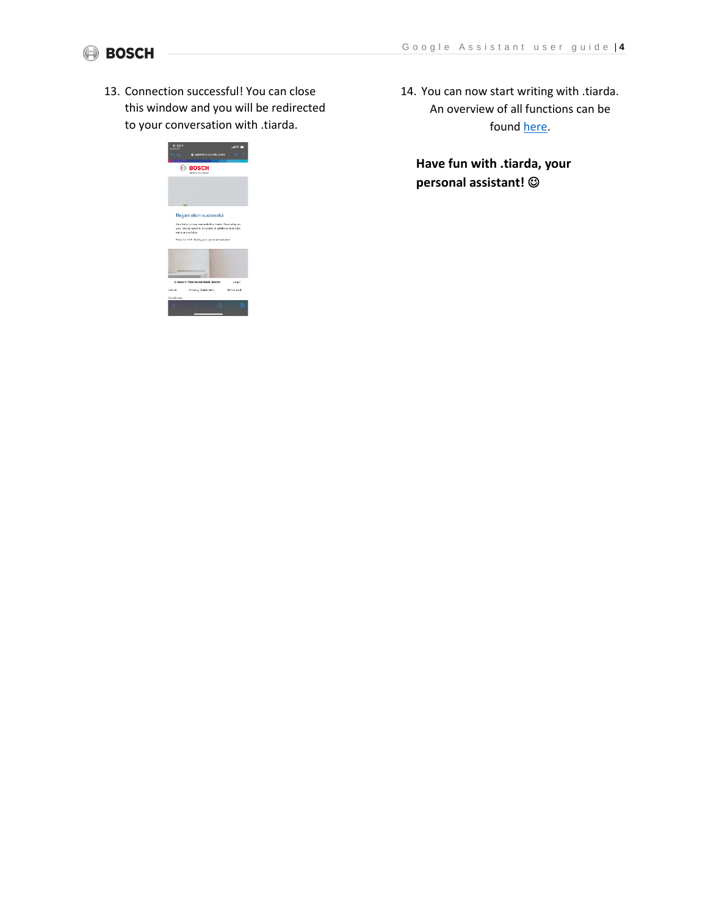13. Connection successful! You can close this window and you will be redirected to your conversation with .tiarda.

14. You can now start writing with .tiarda. An overview of all functions can be found here.

**Have fun with .tiarda, your personal assistant! ☺**